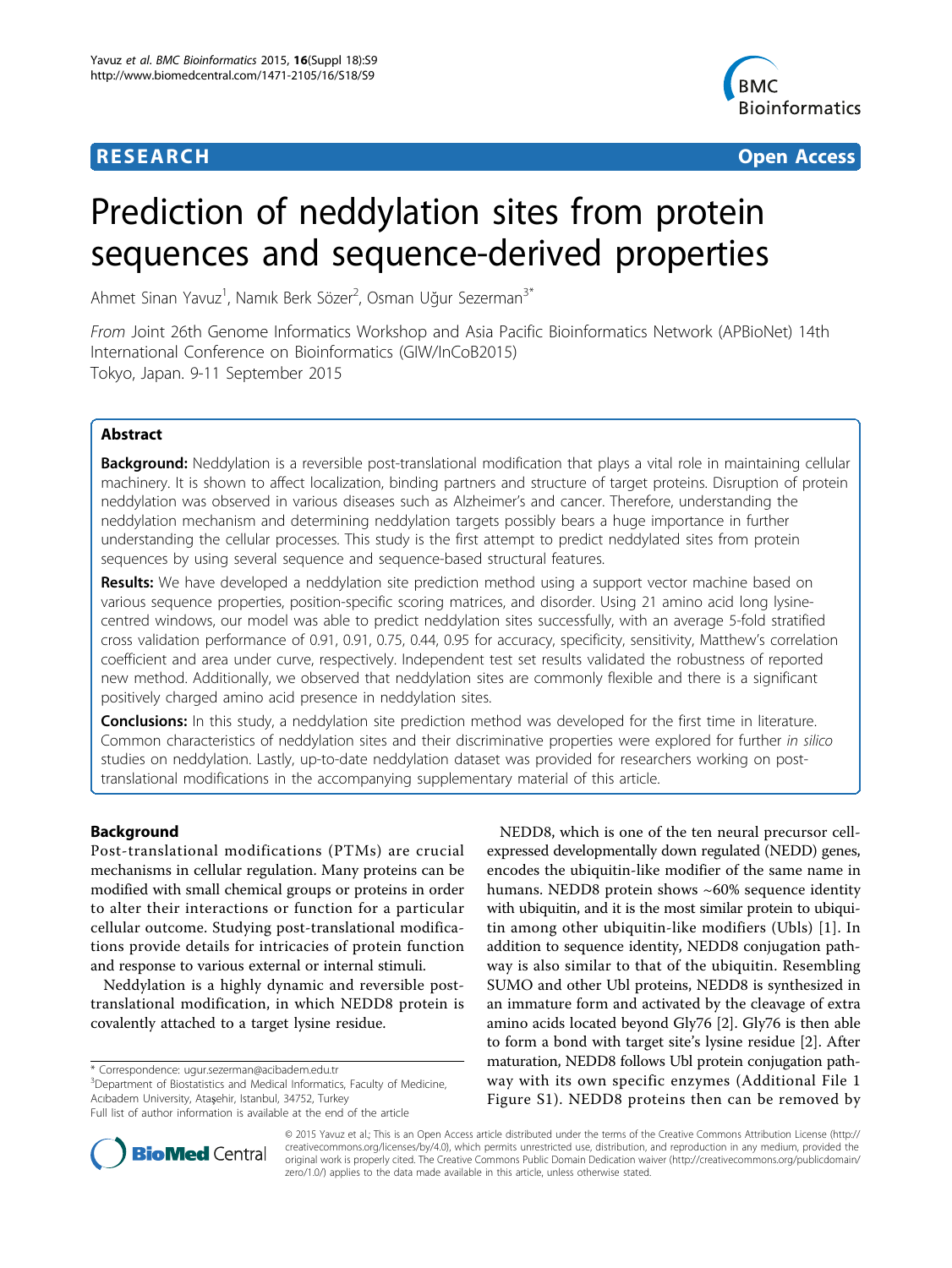# Prediction of neddylation sites from protein sequences and sequence-derived properties

Ahmet Sinan Yavuz[1], Namık Berk Sözer[2], Osman Uğur Sezerman[3*]

*From* Joint 26th Genome Informatics Workshop and Asia Pacific Bioinformatics Network (APBioNet) 14th International Conference on Bioinformatics (GIW/InCoB2015)
Tokyo, Japan. 9-11 September 2015

## Abstract

**Background:** Neddylation is a reversible post-translational modification that plays a vital role in maintaining cellular machinery. It is shown to affect localization, binding partners and structure of target proteins. Disruption of protein neddylation was observed in various diseases such as Alzheimer's and cancer. Therefore, understanding the neddylation mechanism and determining neddylation targets possibly bears a huge importance in further understanding the cellular processes. This study is the first attempt to predict neddylated sites from protein sequences by using several sequence and sequence-based structural features.

**Results:** We have developed a neddylation site prediction method using a support vector machine based on various sequence properties, position-specific scoring matrices, and disorder. Using 21 amino acid long lysine-centred windows, our model was able to predict neddylation sites successfully, with an average 5-fold stratified cross validation performance of 0.91, 0.91, 0.75, 0.44, 0.95 for accuracy, specificity, sensitivity, Matthew's correlation coefficient and area under curve, respectively. Independent test set results validated the robustness of reported new method. Additionally, we observed that neddylation sites are commonly flexible and there is a significant positively charged amino acid presence in neddylation sites.

**Conclusions:** In this study, a neddylation site prediction method was developed for the first time in literature. Common characteristics of neddylation sites and their discriminative properties were explored for further *in silico* studies on neddylation. Lastly, up-to-date neddylation dataset was provided for researchers working on post-translational modifications in the accompanying supplementary material of this article.

## Background

Post-translational modifications (PTMs) are crucial mechanisms in cellular regulation. Many proteins can be modified with small chemical groups or proteins in order to alter their interactions or function for a particular cellular outcome. Studying post-translational modifications provide details for intricacies of protein function and response to various external or internal stimuli.

Neddylation is a highly dynamic and reversible post-translational modification, in which NEDD8 protein is covalently attached to a target lysine residue.

NEDD8, which is one of the ten neural precursor cell-expressed developmentally down regulated (NEDD) genes, encodes the ubiquitin-like modifier of the same name in humans. NEDD8 protein shows ~60% sequence identity with ubiquitin, and it is the most similar protein to ubiquitin among other ubiquitin-like modifiers (Ubls) [1]. In addition to sequence identity, NEDD8 conjugation pathway is also similar to that of the ubiquitin. Resembling SUMO and other Ubl proteins, NEDD8 is synthesized in an immature form and activated by the cleavage of extra amino acids located beyond Gly76 [2]. Gly76 is then able to form a bond with target site's lysine residue [2]. After maturation, NEDD8 follows Ubl protein conjugation pathway with its own specific enzymes (Additional File 1 Figure S1). NEDD8 proteins then can be removed by

\* Correspondence: ugur.sezerman@acibadem.edu.tr
[3]Department of Biostatistics and Medical Informatics, Faculty of Medicine, Acıbadem University, Ataşehir, Istanbul, 34752, Turkey
Full list of author information is available at the end of the article

© 2015 Yavuz et al.; This is an Open Access article distributed under the terms of the Creative Commons Attribution License (http://creativecommons.org/licenses/by/4.0), which permits unrestricted use, distribution, and reproduction in any medium, provided the original work is properly cited. The Creative Commons Public Domain Dedication waiver (http://creativecommons.org/publicdomain/zero/1.0/) applies to the data made available in this article, unless otherwise stated.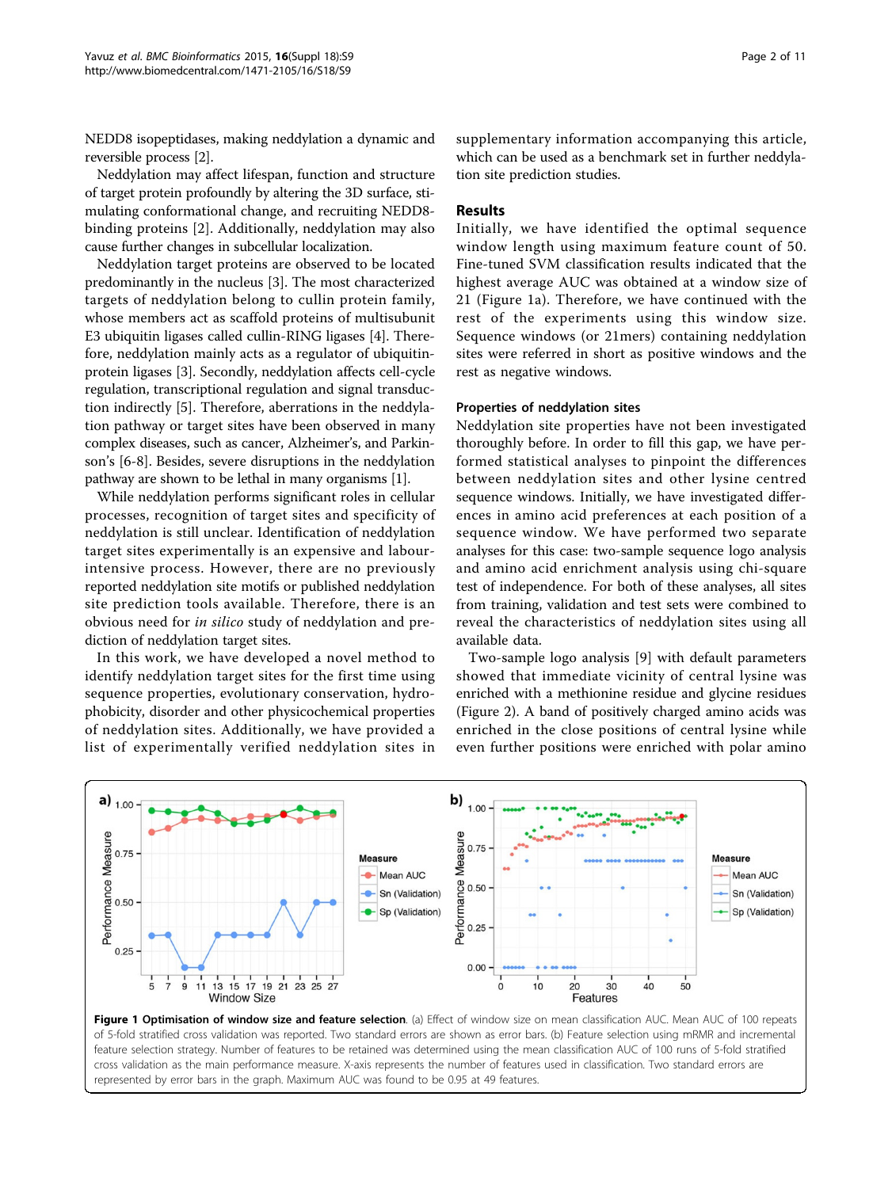NEDD8 isopeptidases, making neddylation a dynamic and reversible process [2].

Neddylation may affect lifespan, function and structure of target protein profoundly by altering the 3D surface, stimulating conformational change, and recruiting NEDD8-binding proteins [2]. Additionally, neddylation may also cause further changes in subcellular localization.

Neddylation target proteins are observed to be located predominantly in the nucleus [3]. The most characterized targets of neddylation belong to cullin protein family, whose members act as scaffold proteins of multisubunit E3 ubiquitin ligases called cullin-RING ligases [4]. Therefore, neddylation mainly acts as a regulator of ubiquitin-protein ligases [3]. Secondly, neddylation affects cell-cycle regulation, transcriptional regulation and signal transduction indirectly [5]. Therefore, aberrations in the neddylation pathway or target sites have been observed in many complex diseases, such as cancer, Alzheimer's, and Parkinson's [6-8]. Besides, severe disruptions in the neddylation pathway are shown to be lethal in many organisms [1].

While neddylation performs significant roles in cellular processes, recognition of target sites and specificity of neddylation is still unclear. Identification of neddylation target sites experimentally is an expensive and labour-intensive process. However, there are no previously reported neddylation site motifs or published neddylation site prediction tools available. Therefore, there is an obvious need for *in silico* study of neddylation and prediction of neddylation target sites.

In this work, we have developed a novel method to identify neddylation target sites for the first time using sequence properties, evolutionary conservation, hydrophobicity, disorder and other physicochemical properties of neddylation sites. Additionally, we have provided a list of experimentally verified neddylation sites in supplementary information accompanying this article, which can be used as a benchmark set in further neddylation site prediction studies.

## Results

Initially, we have identified the optimal sequence window length using maximum feature count of 50. Fine-tuned SVM classification results indicated that the highest average AUC was obtained at a window size of 21 (Figure 1a). Therefore, we have continued with the rest of the experiments using this window size. Sequence windows (or 21mers) containing neddylation sites were referred in short as positive windows and the rest as negative windows.

### Properties of neddylation sites

Neddylation site properties have not been investigated thoroughly before. In order to fill this gap, we have performed statistical analyses to pinpoint the differences between neddylation sites and other lysine centred sequence windows. Initially, we have investigated differences in amino acid preferences at each position of a sequence window. We have performed two separate analyses for this case: two-sample sequence logo analysis and amino acid enrichment analysis using chi-square test of independence. For both of these analyses, all sites from training, validation and test sets were combined to reveal the characteristics of neddylation sites using all available data.

Two-sample logo analysis [9] with default parameters showed that immediate vicinity of central lysine was enriched with a methionine residue and glycine residues (Figure 2). A band of positively charged amino acids was enriched in the close positions of central lysine while even further positions were enriched with polar amino

**Figure 1 Optimisation of window size and feature selection**. (a) Effect of window size on mean classification AUC. Mean AUC of 100 repeats of 5-fold stratified cross validation was reported. Two standard errors are shown as error bars. (b) Feature selection using mRMR and incremental feature selection strategy. Number of features to be retained was determined using the mean classification AUC of 100 runs of 5-fold stratified cross validation as the main performance measure. X-axis represents the number of features used in classification. Two standard errors are represented by error bars in the graph. Maximum AUC was found to be 0.95 at 49 features.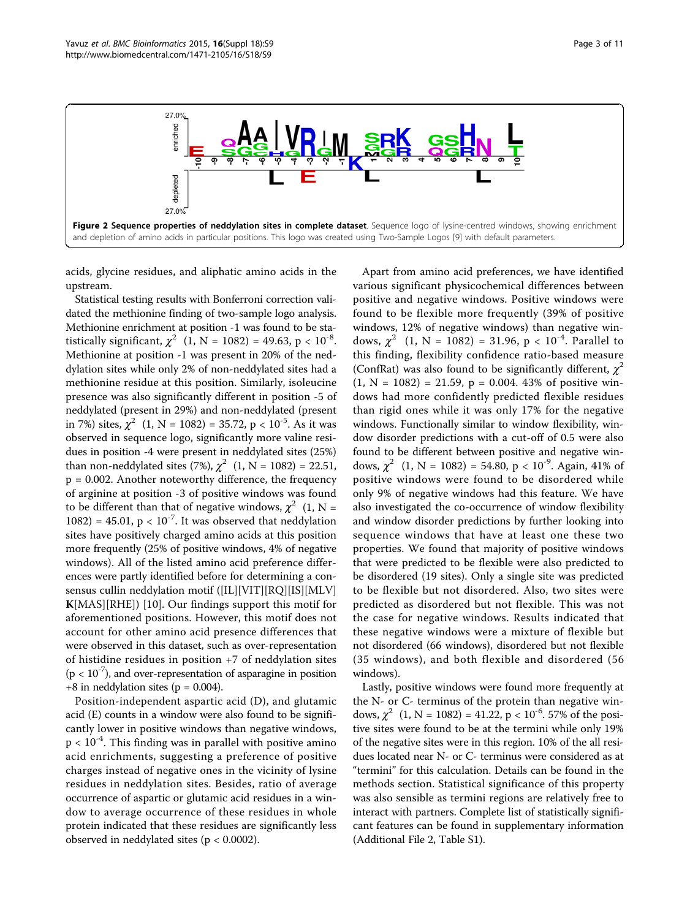**Figure 2 Sequence properties of neddylation sites in complete dataset**. Sequence logo of lysine-centred windows, showing enrichment and depletion of amino acids in particular positions. This logo was created using Two-Sample Logos [9] with default parameters.

acids, glycine residues, and aliphatic amino acids in the upstream.

Statistical testing results with Bonferroni correction validated the methionine finding of two-sample logo analysis. Methionine enrichment at position -1 was found to be statistically significant, $\chi^2$ (1, N = 1082) = 49.63, $p < 10^{-8}$. Methionine at position -1 was present in 20% of the neddylation sites while only 2% of non-neddylated sites had a methionine residue at this position. Similarly, isoleucine presence was also significantly different in position -5 of neddylated (present in 29%) and non-neddylated (present in 7%) sites, $\chi^2$ (1, N = 1082) = 35.72, $p < 10^{-5}$. As it was observed in sequence logo, significantly more valine residues in position -4 were present in neddylated sites (25%) than non-neddylated sites (7%), $\chi^2$ (1, N = 1082) = 22.51, p = 0.002. Another noteworthy difference, the frequency of arginine at position -3 of positive windows was found to be different than that of negative windows, $\chi^2$ (1, N = 1082) = 45.01, $p < 10^{-7}$. It was observed that neddylation sites have positively charged amino acids at this position more frequently (25% of positive windows, 4% of negative windows). All of the listed amino acid preference differences were partly identified before for determining a consensus cullin neddylation motif ([IL][VIT][RQ][IS][MLV]**K**[MAS][RHE]) [10]. Our findings support this motif for aforementioned positions. However, this motif does not account for other amino acid presence differences that were observed in this dataset, such as over-representation of histidine residues in position +7 of neddylation sites ($p < 10^{-7}$), and over-representation of asparagine in position +8 in neddylation sites (p = 0.004).

Position-independent aspartic acid (D), and glutamic acid (E) counts in a window were also found to be significantly lower in positive windows than negative windows, $p < 10^{-4}$. This finding was in parallel with positive amino acid enrichments, suggesting a preference of positive charges instead of negative ones in the vicinity of lysine residues in neddylation sites. Besides, ratio of average occurrence of aspartic or glutamic acid residues in a window to average occurrence of these residues in whole protein indicated that these residues are significantly less observed in neddylated sites ($p < 0.0002$).

Apart from amino acid preferences, we have identified various significant physicochemical differences between positive and negative windows. Positive windows were found to be flexible more frequently (39% of positive windows, 12% of negative windows) than negative windows, $\chi^2$ (1, N = 1082) = 31.96, $p < 10^{-4}$. Parallel to this finding, flexibility confidence ratio-based measure (ConfRat) was also found to be significantly different, $\chi^2$ (1, N = 1082) = 21.59, p = 0.004. 43% of positive windows had more confidently predicted flexible residues than rigid ones while it was only 17% for the negative windows. Functionally similar to window flexibility, window disorder predictions with a cut-off of 0.5 were also found to be different between positive and negative windows, $\chi^2$ (1, N = 1082) = 54.80, $p < 10^{-9}$. Again, 41% of positive windows were found to be disordered while only 9% of negative windows had this feature. We have also investigated the co-occurrence of window flexibility and window disorder predictions by further looking into sequence windows that have at least one these two properties. We found that majority of positive windows that were predicted to be flexible were also predicted to be disordered (19 sites). Only a single site was predicted to be flexible but not disordered. Also, two sites were predicted as disordered but not flexible. This was not the case for negative windows. Results indicated that these negative windows were a mixture of flexible but not disordered (66 windows), disordered but not flexible (35 windows), and both flexible and disordered (56 windows).

Lastly, positive windows were found more frequently at the N- or C- terminus of the protein than negative windows, $\chi^2$ (1, N = 1082) = 41.22, $p < 10^{-6}$. 57% of the positive sites were found to be at the termini while only 19% of the negative sites were in this region. 10% of the all residues located near N- or C- terminus were considered as at "termini" for this calculation. Details can be found in the methods section. Statistical significance of this property was also sensible as termini regions are relatively free to interact with partners. Complete list of statistically significant features can be found in supplementary information (Additional File 2, Table S1).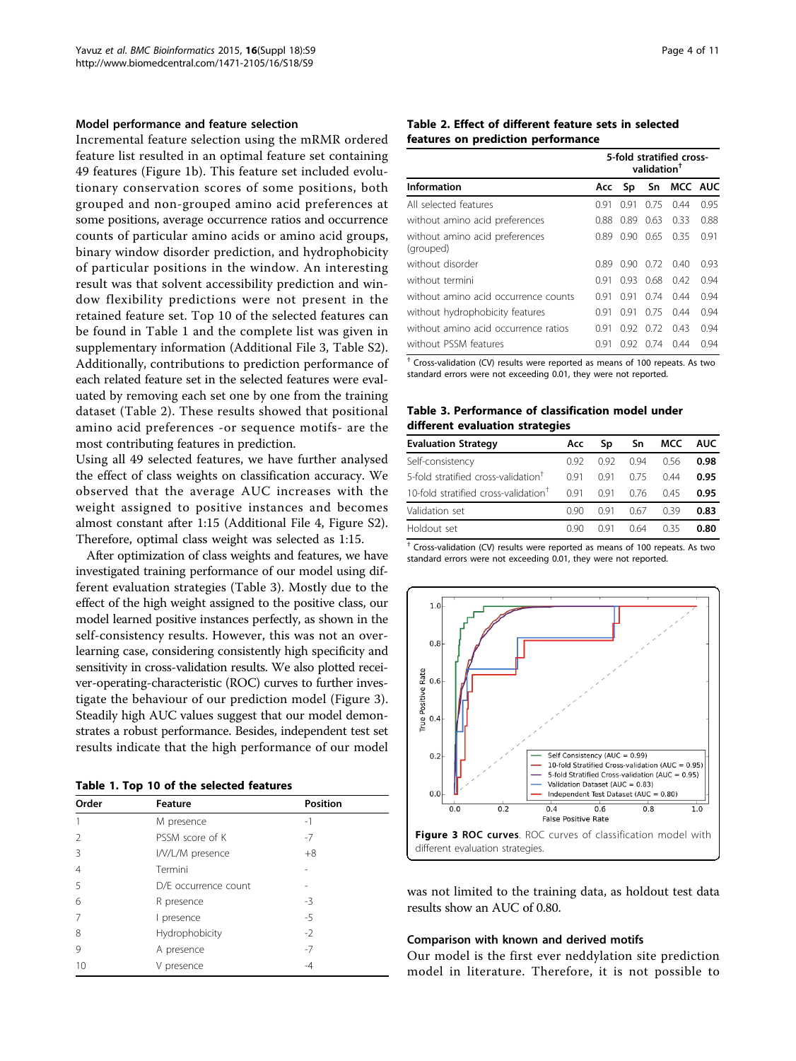### Model performance and feature selection

Incremental feature selection using the mRMR ordered feature list resulted in an optimal feature set containing 49 features (Figure 1b). This feature set included evolutionary conservation scores of some positions, both grouped and non-grouped amino acid preferences at some positions, average occurrence ratios and occurrence counts of particular amino acids or amino acid groups, binary window disorder prediction, and hydrophobicity of particular positions in the window. An interesting result was that solvent accessibility prediction and window flexibility predictions were not present in the retained feature set. Top 10 of the selected features can be found in Table 1 and the complete list was given in supplementary information (Additional File 3, Table S2). Additionally, contributions to prediction performance of each related feature set in the selected features were evaluated by removing each set one by one from the training dataset (Table 2). These results showed that positional amino acid preferences -or sequence motifs- are the most contributing features in prediction.

Using all 49 selected features, we have further analysed the effect of class weights on classification accuracy. We observed that the average AUC increases with the weight assigned to positive instances and becomes almost constant after 1:15 (Additional File 4, Figure S2). Therefore, optimal class weight was selected as 1:15.

After optimization of class weights and features, we have investigated training performance of our model using different evaluation strategies (Table 3). Mostly due to the effect of the high weight assigned to the positive class, our model learned positive instances perfectly, as shown in the self-consistency results. However, this was not an over-learning case, considering consistently high specificity and sensitivity in cross-validation results. We also plotted receiver-operating-characteristic (ROC) curves to further investigate the behaviour of our prediction model (Figure 3). Steadily high AUC values suggest that our model demonstrates a robust performance. Besides, independent test set results indicate that the high performance of our model was not limited to the training data, as holdout test data results show an AUC of 0.80.

**Table 1. Top 10 of the selected features**

| Order | Feature | Position |
|---|---|---|
| 1 | M presence | -1 |
| 2 | PSSM score of K | -7 |
| 3 | I/V/L/M presence | +8 |
| 4 | Termini | - |
| 5 | D/E occurrence count | - |
| 6 | R presence | -3 |
| 7 | I presence | -5 |
| 8 | Hydrophobicity | -2 |
| 9 | A presence | -7 |
| 10 | V presence | -4 |

**Table 2. Effect of different feature sets in selected features on prediction performance**

| | 5-fold stratified cross-validation[†] | | | | |
|---|---|---|---|---|---|
| Information | Acc | Sp | Sn | MCC | AUC |
| All selected features | 0.91 | 0.91 | 0.75 | 0.44 | 0.95 |
| without amino acid preferences | 0.88 | 0.89 | 0.63 | 0.33 | 0.88 |
| without amino acid preferences (grouped) | 0.89 | 0.90 | 0.65 | 0.35 | 0.91 |
| without disorder | 0.89 | 0.90 | 0.72 | 0.40 | 0.93 |
| without termini | 0.91 | 0.93 | 0.68 | 0.42 | 0.94 |
| without amino acid occurrence counts | 0.91 | 0.91 | 0.74 | 0.44 | 0.94 |
| without hydrophobicity features | 0.91 | 0.91 | 0.75 | 0.44 | 0.94 |
| without amino acid occurrence ratios | 0.91 | 0.92 | 0.72 | 0.43 | 0.94 |
| without PSSM features | 0.91 | 0.92 | 0.74 | 0.44 | 0.94 |

[†] Cross-validation (CV) results were reported as means of 100 repeats. As two standard errors were not exceeding 0.01, they were not reported.

**Table 3. Performance of classification model under different evaluation strategies**

| Evaluation Strategy | Acc | Sp | Sn | MCC | AUC |
|---|---|---|---|---|---|
| Self-consistency | 0.92 | 0.92 | 0.94 | 0.56 | **0.98** |
| 5-fold stratified cross-validation[†] | 0.91 | 0.91 | 0.75 | 0.44 | **0.95** |
| 10-fold stratified cross-validation[†] | 0.91 | 0.91 | 0.76 | 0.45 | **0.95** |
| Validation set | 0.90 | 0.91 | 0.67 | 0.39 | **0.83** |
| Holdout set | 0.90 | 0.91 | 0.64 | 0.35 | **0.80** |

[†] Cross-validation (CV) results were reported as means of 100 repeats. As two standard errors were not exceeding 0.01, they were not reported.

**Figure 3 ROC curves**. ROC curves of classification model with different evaluation strategies.

### Comparison with known and derived motifs

Our model is the first ever neddylation site prediction model in literature. Therefore, it is not possible to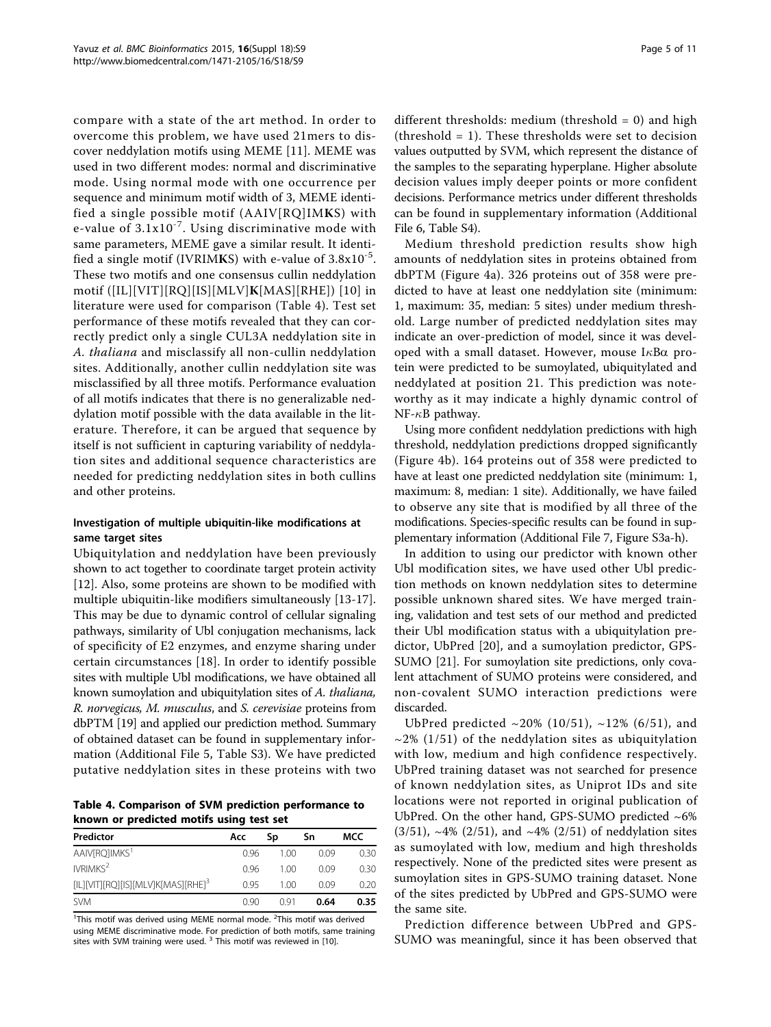compare with a state of the art method. In order to overcome this problem, we have used 21mers to discover neddylation motifs using MEME [11]. MEME was used in two different modes: normal and discriminative mode. Using normal mode with one occurrence per sequence and minimum motif width of 3, MEME identified a single possible motif (AAIV[RQ]IM**K**S) with e-value of $3.1 \times 10^{-7}$. Using discriminative mode with same parameters, MEME gave a similar result. It identified a single motif (IVRIM**K**S) with e-value of $3.8 \times 10^{-5}$. These two motifs and one consensus cullin neddylation motif ([IL][VIT][RQ][IS][MLV]**K**[MAS][RHE]) [10] in literature were used for comparison (Table 4). Test set performance of these motifs revealed that they can correctly predict only a single CUL3A neddylation site in *A. thaliana* and misclassify all non-cullin neddylation sites. Additionally, another cullin neddylation site was misclassified by all three motifs. Performance evaluation of all motifs indicates that there is no generalizable neddylation motif possible with the data available in the literature. Therefore, it can be argued that sequence by itself is not sufficient in capturing variability of neddylation sites and additional sequence characteristics are needed for predicting neddylation sites in both cullins and other proteins.

### Investigation of multiple ubiquitin-like modifications at same target sites

Ubiquitylation and neddylation have been previously shown to act together to coordinate target protein activity [12]. Also, some proteins are shown to be modified with multiple ubiquitin-like modifiers simultaneously [13-17]. This may be due to dynamic control of cellular signaling pathways, similarity of Ubl conjugation mechanisms, lack of specificity of E2 enzymes, and enzyme sharing under certain circumstances [18]. In order to identify possible sites with multiple Ubl modifications, we have obtained all known sumoylation and ubiquitylation sites of *A. thaliana, R. norvegicus, M. musculus*, and *S. cerevisiae* proteins from dbPTM [19] and applied our prediction method. Summary of obtained dataset can be found in supplementary information (Additional File 5, Table S3). We have predicted putative neddylation sites in these proteins with two

**Table 4. Comparison of SVM prediction performance to known or predicted motifs using test set**

| Predictor | Acc | Sp | Sn | MCC |
|---|---|---|---|---|
| AAIV[RQ]IMKS[1] | 0.96 | 1.00 | 0.09 | 0.30 |
| IVRIMKS[2] | 0.96 | 1.00 | 0.09 | 0.30 |
| [IL][VIT][RQ][IS][MLV]K[MAS][RHE][3] | 0.95 | 1.00 | 0.09 | 0.20 |
| SVM | 0.90 | 0.91 | **0.64** | **0.35** |

[1]This motif was derived using MEME normal mode. [2]This motif was derived using MEME discriminative mode. For prediction of both motifs, same training sites with SVM training were used. [3] This motif was reviewed in [10].

different thresholds: medium (threshold = 0) and high (threshold = 1). These thresholds were set to decision values outputted by SVM, which represent the distance of the samples to the separating hyperplane. Higher absolute decision values imply deeper points or more confident decisions. Performance metrics under different thresholds can be found in supplementary information (Additional File 6, Table S4).

Medium threshold prediction results show high amounts of neddylation sites in proteins obtained from dbPTM (Figure 4a). 326 proteins out of 358 were predicted to have at least one neddylation site (minimum: 1, maximum: 35, median: 5 sites) under medium threshold. Large number of predicted neddylation sites may indicate an over-prediction of model, since it was developed with a small dataset. However, mouse I$\kappa$B$\alpha$ protein were predicted to be sumoylated, ubiquitylated and neddylated at position 21. This prediction was noteworthy as it may indicate a highly dynamic control of NF-$\kappa$B pathway.

Using more confident neddylation predictions with high threshold, neddylation predictions dropped significantly (Figure 4b). 164 proteins out of 358 were predicted to have at least one predicted neddylation site (minimum: 1, maximum: 8, median: 1 site). Additionally, we have failed to observe any site that is modified by all three of the modifications. Species-specific results can be found in supplementary information (Additional File 7, Figure S3a-h).

In addition to using our predictor with known other Ubl modification sites, we have used other Ubl prediction methods on known neddylation sites to determine possible unknown shared sites. We have merged training, validation and test sets of our method and predicted their Ubl modification status with a ubiquitylation predictor, UbPred [20], and a sumoylation predictor, GPS-SUMO [21]. For sumoylation site predictions, only covalent attachment of SUMO proteins were considered, and non-covalent SUMO interaction predictions were discarded.

UbPred predicted ~20% (10/51), ~12% (6/51), and ~2% (1/51) of the neddylation sites as ubiquitylation with low, medium and high confidence respectively. UbPred training dataset was not searched for presence of known neddylation sites, as Uniprot IDs and site locations were not reported in original publication of UbPred. On the other hand, GPS-SUMO predicted ~6% (3/51), ~4% (2/51), and ~4% (2/51) of neddylation sites as sumoylated with low, medium and high thresholds respectively. None of the predicted sites were present as sumoylation sites in GPS-SUMO training dataset. None of the sites predicted by UbPred and GPS-SUMO were the same site.

Prediction difference between UbPred and GPS-SUMO was meaningful, since it has been observed that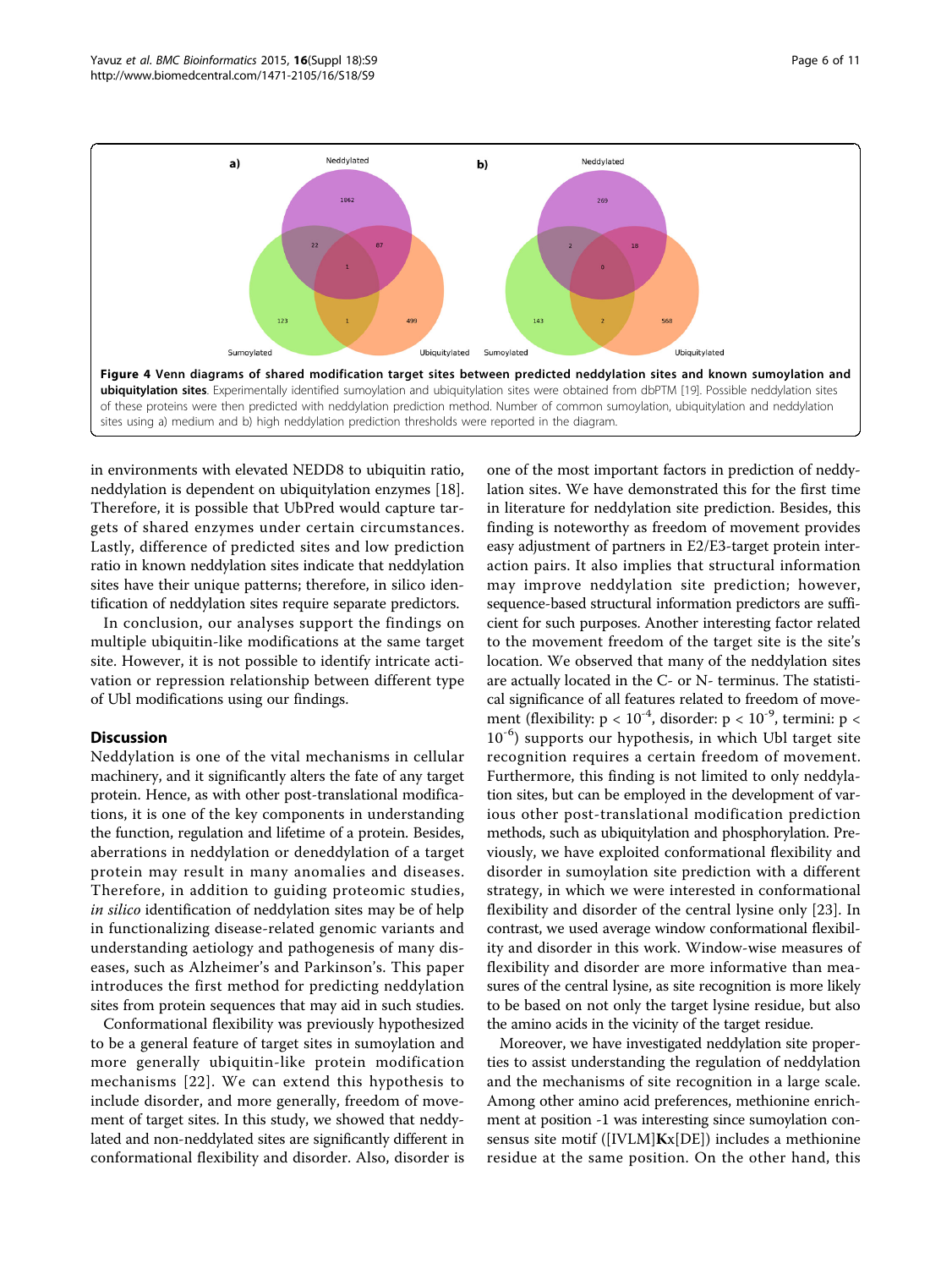**Figure 4 Venn diagrams of shared modification target sites between predicted neddylation sites and known sumoylation and ubiquitylation sites**. Experimentally identified sumoylation and ubiquitylation sites were obtained from dbPTM [19]. Possible neddylation sites of these proteins were then predicted with neddylation prediction method. Number of common sumoylation, ubiquitylation and neddylation sites using a) medium and b) high neddylation prediction thresholds were reported in the diagram.

in environments with elevated NEDD8 to ubiquitin ratio, neddylation is dependent on ubiquitylation enzymes [18]. Therefore, it is possible that UbPred would capture targets of shared enzymes under certain circumstances. Lastly, difference of predicted sites and low prediction ratio in known neddylation sites indicate that neddylation sites have their unique patterns; therefore, in silico identification of neddylation sites require separate predictors.

In conclusion, our analyses support the findings on multiple ubiquitin-like modifications at the same target site. However, it is not possible to identify intricate activation or repression relationship between different type of Ubl modifications using our findings.

## Discussion

Neddylation is one of the vital mechanisms in cellular machinery, and it significantly alters the fate of any target protein. Hence, as with other post-translational modifications, it is one of the key components in understanding the function, regulation and lifetime of a protein. Besides, aberrations in neddylation or deneddylation of a target protein may result in many anomalies and diseases. Therefore, in addition to guiding proteomic studies, *in silico* identification of neddylation sites may be of help in functionalizing disease-related genomic variants and understanding aetiology and pathogenesis of many diseases, such as Alzheimer's and Parkinson's. This paper introduces the first method for predicting neddylation sites from protein sequences that may aid in such studies.

Conformational flexibility was previously hypothesized to be a general feature of target sites in sumoylation and more generally ubiquitin-like protein modification mechanisms [22]. We can extend this hypothesis to include disorder, and more generally, freedom of movement of target sites. In this study, we showed that neddylated and non-neddylated sites are significantly different in conformational flexibility and disorder. Also, disorder is one of the most important factors in prediction of neddylation sites. We have demonstrated this for the first time in literature for neddylation site prediction. Besides, this finding is noteworthy as freedom of movement provides easy adjustment of partners in E2/E3-target protein interaction pairs. It also implies that structural information may improve neddylation site prediction; however, sequence-based structural information predictors are sufficient for such purposes. Another interesting factor related to the movement freedom of the target site is the site's location. We observed that many of the neddylation sites are actually located in the C- or N- terminus. The statistical significance of all features related to freedom of movement (flexibility: $p < 10^{-4}$, disorder: $p < 10^{-9}$, termini: $p < 10^{-6}$) supports our hypothesis, in which Ubl target site recognition requires a certain freedom of movement. Furthermore, this finding is not limited to only neddylation sites, but can be employed in the development of various other post-translational modification prediction methods, such as ubiquitylation and phosphorylation. Previously, we have exploited conformational flexibility and disorder in sumoylation site prediction with a different strategy, in which we were interested in conformational flexibility and disorder of the central lysine only [23]. In contrast, we used average window conformational flexibility and disorder in this work. Window-wise measures of flexibility and disorder are more informative than measures of the central lysine, as site recognition is more likely to be based on not only the target lysine residue, but also the amino acids in the vicinity of the target residue.

Moreover, we have investigated neddylation site properties to assist understanding the regulation of neddylation and the mechanisms of site recognition in a large scale. Among other amino acid preferences, methionine enrichment at position -1 was interesting since sumoylation consensus site motif ([IVLM]**K**x[DE]) includes a methionine residue at the same position. On the other hand, this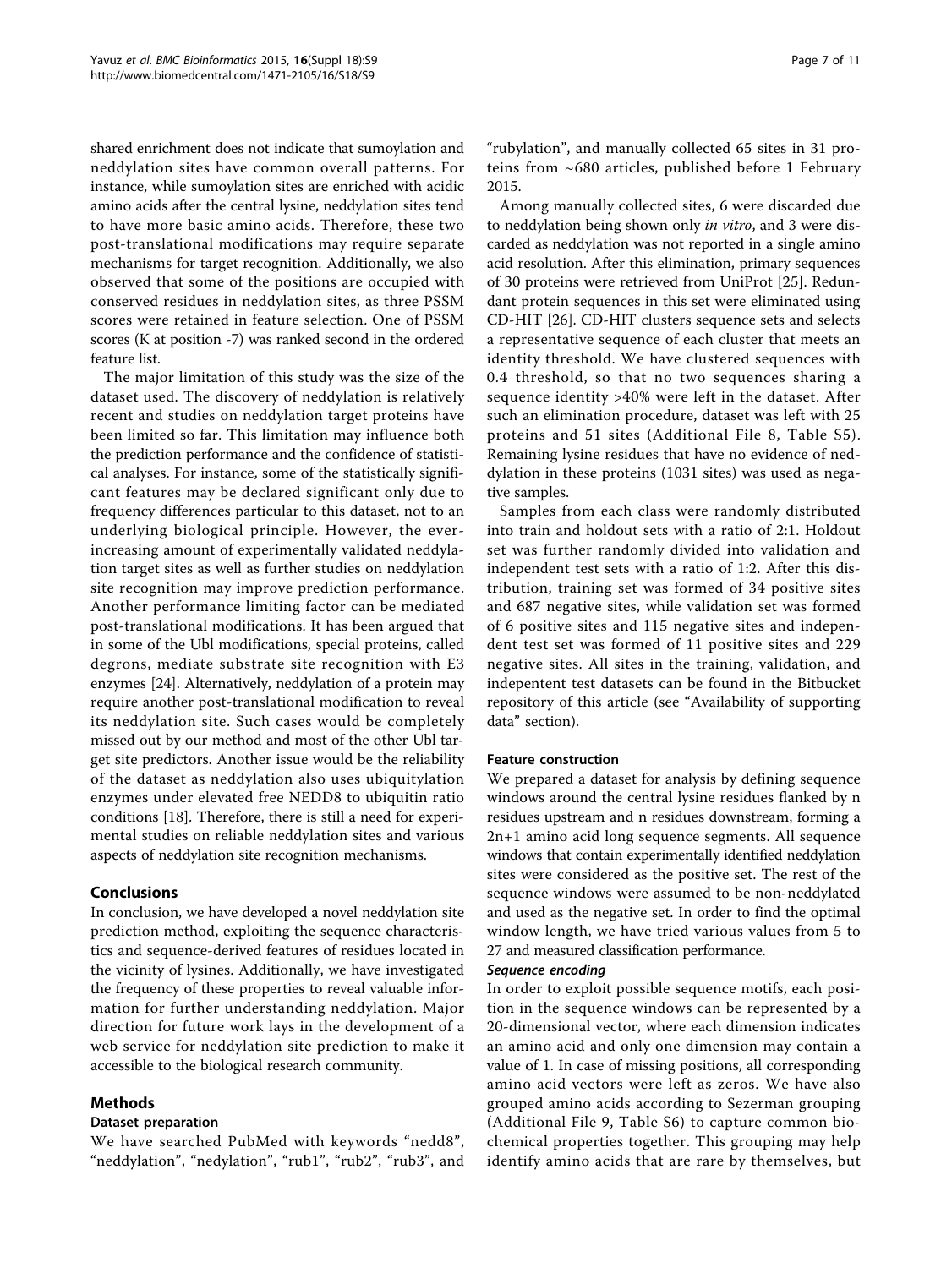shared enrichment does not indicate that sumoylation and neddylation sites have common overall patterns. For instance, while sumoylation sites are enriched with acidic amino acids after the central lysine, neddylation sites tend to have more basic amino acids. Therefore, these two post-translational modifications may require separate mechanisms for target recognition. Additionally, we also observed that some of the positions are occupied with conserved residues in neddylation sites, as three PSSM scores were retained in feature selection. One of PSSM scores (K at position -7) was ranked second in the ordered feature list.

The major limitation of this study was the size of the dataset used. The discovery of neddylation is relatively recent and studies on neddylation target proteins have been limited so far. This limitation may influence both the prediction performance and the confidence of statistical analyses. For instance, some of the statistically significant features may be declared significant only due to frequency differences particular to this dataset, not to an underlying biological principle. However, the ever-increasing amount of experimentally validated neddylation target sites as well as further studies on neddylation site recognition may improve prediction performance. Another performance limiting factor can be mediated post-translational modifications. It has been argued that in some of the Ubl modifications, special proteins, called degrons, mediate substrate site recognition with E3 enzymes [24]. Alternatively, neddylation of a protein may require another post-translational modification to reveal its neddylation site. Such cases would be completely missed out by our method and most of the other Ubl target site predictors. Another issue would be the reliability of the dataset as neddylation also uses ubiquitylation enzymes under elevated free NEDD8 to ubiquitin ratio conditions [18]. Therefore, there is still a need for experimental studies on reliable neddylation sites and various aspects of neddylation site recognition mechanisms.

## Conclusions

In conclusion, we have developed a novel neddylation site prediction method, exploiting the sequence characteristics and sequence-derived features of residues located in the vicinity of lysines. Additionally, we have investigated the frequency of these properties to reveal valuable information for further understanding neddylation. Major direction for future work lays in the development of a web service for neddylation site prediction to make it accessible to the biological research community.

## Methods

### Dataset preparation

We have searched PubMed with keywords "nedd8", "neddylation", "nedylation", "rub1", "rub2", "rub3", and "rubylation", and manually collected 65 sites in 31 proteins from ~680 articles, published before 1 February 2015.

Among manually collected sites, 6 were discarded due to neddylation being shown only *in vitro*, and 3 were discarded as neddylation was not reported in a single amino acid resolution. After this elimination, primary sequences of 30 proteins were retrieved from UniProt [25]. Redundant protein sequences in this set were eliminated using CD-HIT [26]. CD-HIT clusters sequence sets and selects a representative sequence of each cluster that meets an identity threshold. We have clustered sequences with 0.4 threshold, so that no two sequences sharing a sequence identity >40% were left in the dataset. After such an elimination procedure, dataset was left with 25 proteins and 51 sites (Additional File 8, Table S5). Remaining lysine residues that have no evidence of neddylation in these proteins (1031 sites) was used as negative samples.

Samples from each class were randomly distributed into train and holdout sets with a ratio of 2:1. Holdout set was further randomly divided into validation and independent test sets with a ratio of 1:2. After this distribution, training set was formed of 34 positive sites and 687 negative sites, while validation set was formed of 6 positive sites and 115 negative sites and independent test set was formed of 11 positive sites and 229 negative sites. All sites in the training, validation, and indepentent test datasets can be found in the Bitbucket repository of this article (see "Availability of supporting data" section).

### Feature construction

We prepared a dataset for analysis by defining sequence windows around the central lysine residues flanked by n residues upstream and n residues downstream, forming a 2n+1 amino acid long sequence segments. All sequence windows that contain experimentally identified neddylation sites were considered as the positive set. The rest of the sequence windows were assumed to be non-neddylated and used as the negative set. In order to find the optimal window length, we have tried various values from 5 to 27 and measured classification performance.

#### *Sequence encoding*

In order to exploit possible sequence motifs, each position in the sequence windows can be represented by a 20-dimensional vector, where each dimension indicates an amino acid and only one dimension may contain a value of 1. In case of missing positions, all corresponding amino acid vectors were left as zeros. We have also grouped amino acids according to Sezerman grouping (Additional File 9, Table S6) to capture common biochemical properties together. This grouping may help identify amino acids that are rare by themselves, but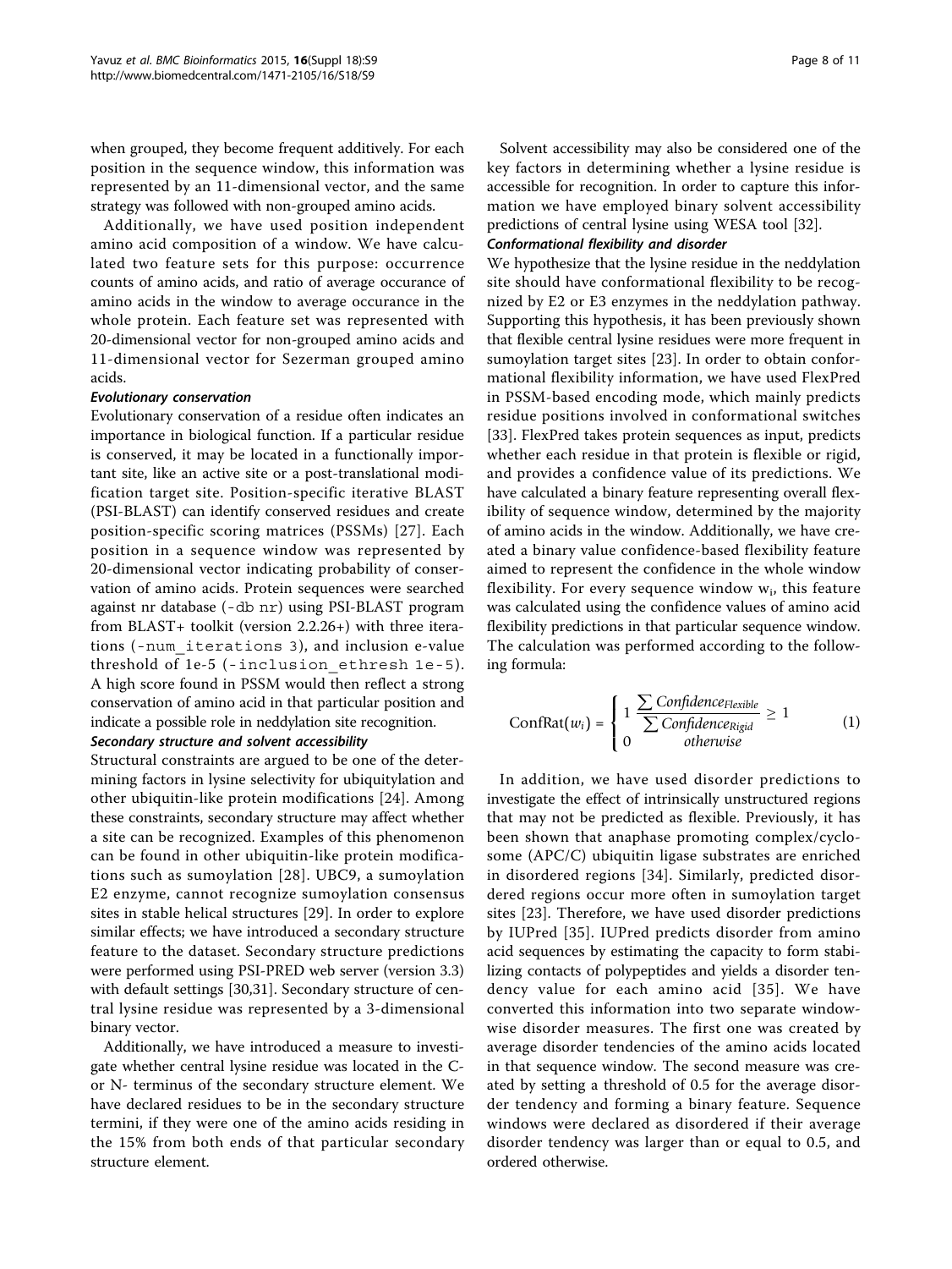when grouped, they become frequent additively. For each position in the sequence window, this information was represented by an 11-dimensional vector, and the same strategy was followed with non-grouped amino acids.

Additionally, we have used position independent amino acid composition of a window. We have calculated two feature sets for this purpose: occurrence counts of amino acids, and ratio of average occurance of amino acids in the window to average occurance in the whole protein. Each feature set was represented with 20-dimensional vector for non-grouped amino acids and 11-dimensional vector for Sezerman grouped amino acids.

#### *Evolutionary conservation*

Evolutionary conservation of a residue often indicates an importance in biological function. If a particular residue is conserved, it may be located in a functionally important site, like an active site or a post-translational modification target site. Position-specific iterative BLAST (PSI-BLAST) can identify conserved residues and create position-specific scoring matrices (PSSMs) [27]. Each position in a sequence window was represented by 20-dimensional vector indicating probability of conservation of amino acids. Protein sequences were searched against nr database (`-db nr`) using PSI-BLAST program from BLAST+ toolkit (version 2.2.26+) with three iterations (`-num_iterations 3`), and inclusion e-value threshold of 1e-5 (`-inclusion_ethresh 1e-5`). A high score found in PSSM would then reflect a strong conservation of amino acid in that particular position and indicate a possible role in neddylation site recognition.

#### *Secondary structure and solvent accessibility*

Structural constraints are argued to be one of the determining factors in lysine selectivity for ubiquitylation and other ubiquitin-like protein modifications [24]. Among these constraints, secondary structure may affect whether a site can be recognized. Examples of this phenomenon can be found in other ubiquitin-like protein modifications such as sumoylation [28]. UBC9, a sumoylation E2 enzyme, cannot recognize sumoylation consensus sites in stable helical structures [29]. In order to explore similar effects; we have introduced a secondary structure feature to the dataset. Secondary structure predictions were performed using PSI-PRED web server (version 3.3) with default settings [30,31]. Secondary structure of central lysine residue was represented by a 3-dimensional binary vector.

Additionally, we have introduced a measure to investigate whether central lysine residue was located in the C- or N- terminus of the secondary structure element. We have declared residues to be in the secondary structure termini, if they were one of the amino acids residing in the 15% from both ends of that particular secondary structure element.

Solvent accessibility may also be considered one of the key factors in determining whether a lysine residue is accessible for recognition. In order to capture this information we have employed binary solvent accessibility predictions of central lysine using WESA tool [32].

#### *Conformational flexibility and disorder*

We hypothesize that the lysine residue in the neddylation site should have conformational flexibility to be recognized by E2 or E3 enzymes in the neddylation pathway. Supporting this hypothesis, it has been previously shown that flexible central lysine residues were more frequent in sumoylation target sites [23]. In order to obtain conformational flexibility information, we have used FlexPred in PSSM-based encoding mode, which mainly predicts residue positions involved in conformational switches [33]. FlexPred takes protein sequences as input, predicts whether each residue in that protein is flexible or rigid, and provides a confidence value of its predictions. We have calculated a binary feature representing overall flexibility of sequence window, determined by the majority of amino acids in the window. Additionally, we have created a binary value confidence-based flexibility feature aimed to represent the confidence in the whole window flexibility. For every sequence window $w_i$, this feature was calculated using the confidence values of amino acid flexibility predictions in that particular sequence window. The calculation was performed according to the following formula:

$$\mathrm{ConfRat}(w_i) = \begin{cases} 1 & \dfrac{\sum Confidence_{Flexible}}{\sum Confidence_{Rigid}} \geq 1 \\ 0 & otherwise \end{cases} \quad (1)$$

In addition, we have used disorder predictions to investigate the effect of intrinsically unstructured regions that may not be predicted as flexible. Previously, it has been shown that anaphase promoting complex/cyclosome (APC/C) ubiquitin ligase substrates are enriched in disordered regions [34]. Similarly, predicted disordered regions occur more often in sumoylation target sites [23]. Therefore, we have used disorder predictions by IUPred [35]. IUPred predicts disorder from amino acid sequences by estimating the capacity to form stabilizing contacts of polypeptides and yields a disorder tendency value for each amino acid [35]. We have converted this information into two separate window-wise disorder measures. The first one was created by average disorder tendencies of the amino acids located in that sequence window. The second measure was created by setting a threshold of 0.5 for the average disorder tendency and forming a binary feature. Sequence windows were declared as disordered if their average disorder tendency was larger than or equal to 0.5, and ordered otherwise.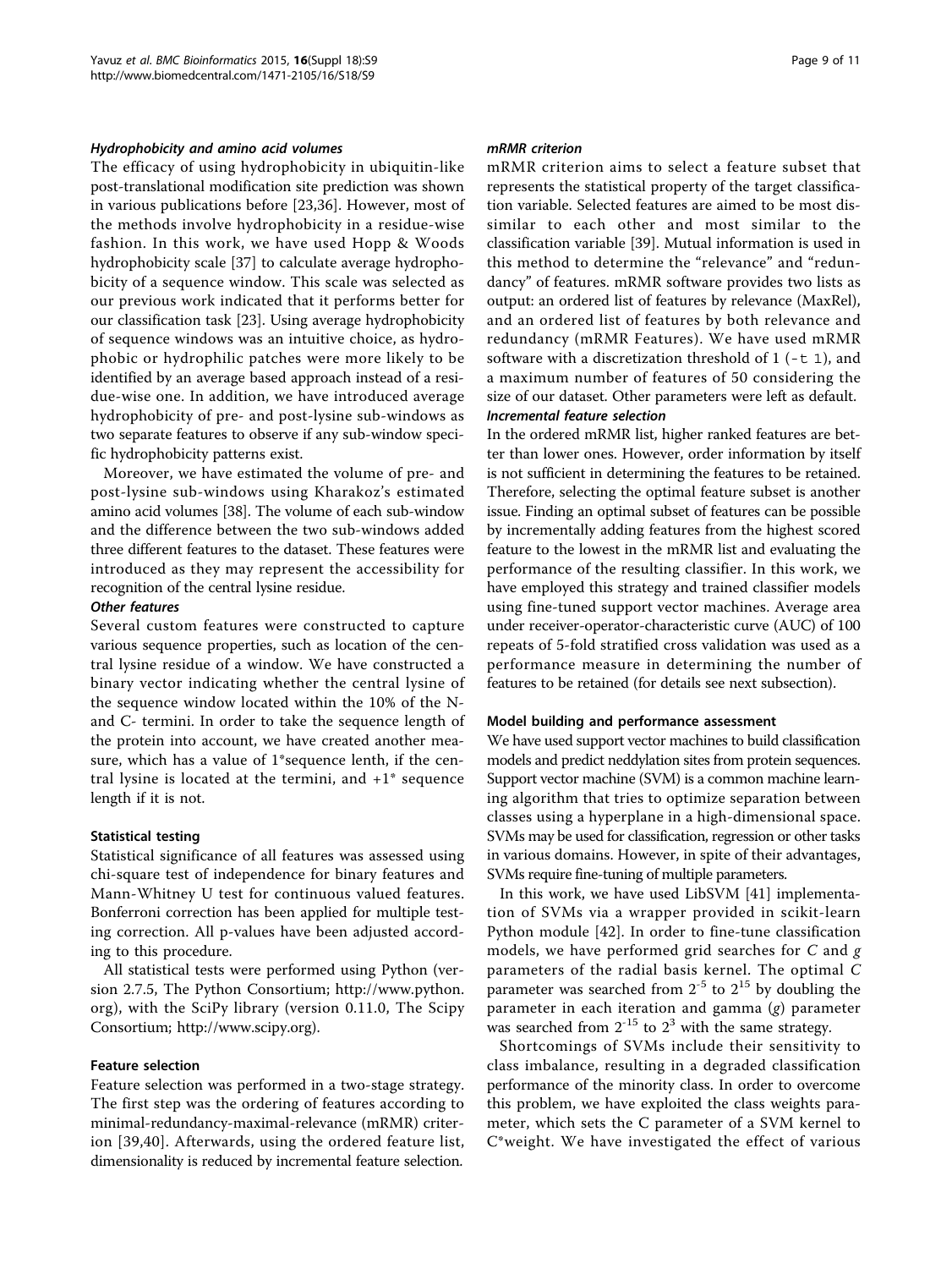#### *Hydrophobicity and amino acid volumes*

The efficacy of using hydrophobicity in ubiquitin-like post-translational modification site prediction was shown in various publications before [23,36]. However, most of the methods involve hydrophobicity in a residue-wise fashion. In this work, we have used Hopp & Woods hydrophobicity scale [37] to calculate average hydrophobicity of a sequence window. This scale was selected as our previous work indicated that it performs better for our classification task [23]. Using average hydrophobicity of sequence windows was an intuitive choice, as hydrophobic or hydrophilic patches were more likely to be identified by an average based approach instead of a residue-wise one. In addition, we have introduced average hydrophobicity of pre- and post-lysine sub-windows as two separate features to observe if any sub-window specific hydrophobicity patterns exist.

Moreover, we have estimated the volume of pre- and post-lysine sub-windows using Kharakoz's estimated amino acid volumes [38]. The volume of each sub-window and the difference between the two sub-windows added three different features to the dataset. These features were introduced as they may represent the accessibility for recognition of the central lysine residue.

#### *Other features*

Several custom features were constructed to capture various sequence properties, such as location of the central lysine residue of a window. We have constructed a binary vector indicating whether the central lysine of the sequence window located within the 10% of the N- and C- termini. In order to take the sequence length of the protein into account, we have created another measure, which has a value of 1*sequence lenth, if the central lysine is located at the termini, and +1* sequence length if it is not.

### Statistical testing

Statistical significance of all features was assessed using chi-square test of independence for binary features and Mann-Whitney U test for continuous valued features. Bonferroni correction has been applied for multiple testing correction. All p-values have been adjusted according to this procedure.

All statistical tests were performed using Python (version 2.7.5, The Python Consortium; http://www.python.org), with the SciPy library (version 0.11.0, The Scipy Consortium; http://www.scipy.org).

### Feature selection

Feature selection was performed in a two-stage strategy. The first step was the ordering of features according to minimal-redundancy-maximal-relevance (mRMR) criterion [39,40]. Afterwards, using the ordered feature list, dimensionality is reduced by incremental feature selection.

#### *mRMR criterion*

mRMR criterion aims to select a feature subset that represents the statistical property of the target classification variable. Selected features are aimed to be most dissimilar to each other and most similar to the classification variable [39]. Mutual information is used in this method to determine the "relevance" and "redundancy" of features. mRMR software provides two lists as output: an ordered list of features by relevance (MaxRel), and an ordered list of features by both relevance and redundancy (mRMR Features). We have used mRMR software with a discretization threshold of 1 (`-t 1`), and a maximum number of features of 50 considering the size of our dataset. Other parameters were left as default.

#### *Incremental feature selection*

In the ordered mRMR list, higher ranked features are better than lower ones. However, order information by itself is not sufficient in determining the features to be retained. Therefore, selecting the optimal feature subset is another issue. Finding an optimal subset of features can be possible by incrementally adding features from the highest scored feature to the lowest in the mRMR list and evaluating the performance of the resulting classifier. In this work, we have employed this strategy and trained classifier models using fine-tuned support vector machines. Average area under receiver-operator-characteristic curve (AUC) of 100 repeats of 5-fold stratified cross validation was used as a performance measure in determining the number of features to be retained (for details see next subsection).

### Model building and performance assessment

We have used support vector machines to build classification models and predict neddylation sites from protein sequences. Support vector machine (SVM) is a common machine learning algorithm that tries to optimize separation between classes using a hyperplane in a high-dimensional space. SVMs may be used for classification, regression or other tasks in various domains. However, in spite of their advantages, SVMs require fine-tuning of multiple parameters.

In this work, we have used LibSVM [41] implementation of SVMs via a wrapper provided in scikit-learn Python module [42]. In order to fine-tune classification models, we have performed grid searches for $C$ and $g$ parameters of the radial basis kernel. The optimal $C$ parameter was searched from $2^{-5}$ to $2^{15}$ by doubling the parameter in each iteration and gamma ($g$) parameter was searched from $2^{-15}$ to $2^{3}$ with the same strategy.

Shortcomings of SVMs include their sensitivity to class imbalance, resulting in a degraded classification performance of the minority class. In order to overcome this problem, we have exploited the class weights parameter, which sets the C parameter of a SVM kernel to C*weight. We have investigated the effect of various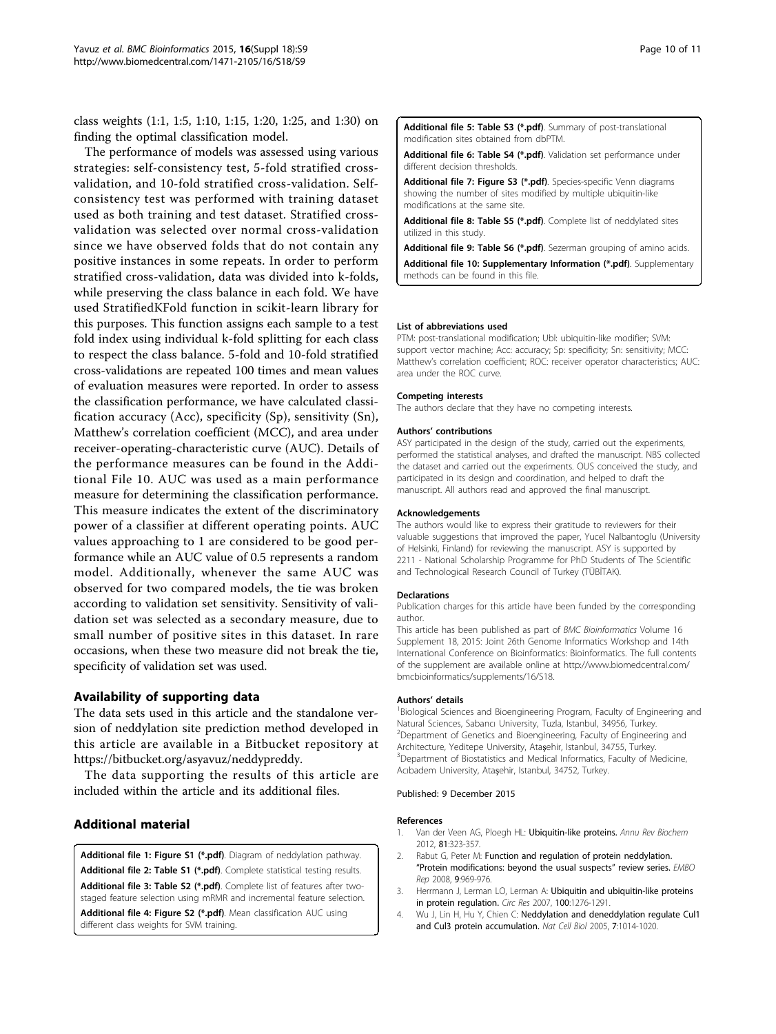class weights (1:1, 1:5, 1:10, 1:15, 1:20, 1:25, and 1:30) on finding the optimal classification model.

The performance of models was assessed using various strategies: self-consistency test, 5-fold stratified cross-validation, and 10-fold stratified cross-validation. Self-consistency test was performed with training dataset used as both training and test dataset. Stratified cross-validation was selected over normal cross-validation since we have observed folds that do not contain any positive instances in some repeats. In order to perform stratified cross-validation, data was divided into k-folds, while preserving the class balance in each fold. We have used StratifiedKFold function in scikit-learn library for this purposes. This function assigns each sample to a test fold index using individual k-fold splitting for each class to respect the class balance. 5-fold and 10-fold stratified cross-validations are repeated 100 times and mean values of evaluation measures were reported. In order to assess the classification performance, we have calculated classification accuracy (Acc), specificity (Sp), sensitivity (Sn), Matthew's correlation coefficient (MCC), and area under receiver-operating-characteristic curve (AUC). Details of the performance measures can be found in the Additional File 10. AUC was used as a main performance measure for determining the classification performance. This measure indicates the extent of the discriminatory power of a classifier at different operating points. AUC values approaching to 1 are considered to be good performance while an AUC value of 0.5 represents a random model. Additionally, whenever the same AUC was observed for two compared models, the tie was broken according to validation set sensitivity. Sensitivity of validation set was selected as a secondary measure, due to small number of positive sites in this dataset. In rare occasions, when these two measure did not break the tie, specificity of validation set was used.

## Availability of supporting data

The data sets used in this article and the standalone version of neddylation site prediction method developed in this article are available in a Bitbucket repository at https://bitbucket.org/asyavuz/neddypreddy.

The data supporting the results of this article are included within the article and its additional files.

## Additional material

**Additional file 1: Figure S1 (\*.pdf)**. Diagram of neddylation pathway.

**Additional file 2: Table S1 (\*.pdf)**. Complete statistical testing results.

**Additional file 3: Table S2 (\*.pdf)**. Complete list of features after two-staged feature selection using mRMR and incremental feature selection.

**Additional file 4: Figure S2 (\*.pdf)**. Mean classification AUC using different class weights for SVM training.

**Additional file 5: Table S3 (\*.pdf)**. Summary of post-translational modification sites obtained from dbPTM.

**Additional file 6: Table S4 (\*.pdf)**. Validation set performance under different decision thresholds.

**Additional file 7: Figure S3 (\*.pdf)**. Species-specific Venn diagrams showing the number of sites modified by multiple ubiquitin-like modifications at the same site.

**Additional file 8: Table S5 (\*.pdf)**. Complete list of neddylated sites utilized in this study.

**Additional file 9: Table S6 (\*.pdf)**. Sezerman grouping of amino acids.

**Additional file 10: Supplementary Information (\*.pdf)**. Supplementary methods can be found in this file.

#### List of abbreviations used

PTM: post-translational modification; Ubl: ubiquitin-like modifier; SVM: support vector machine; Acc: accuracy; Sp: specificity; Sn: sensitivity; MCC: Matthew's correlation coefficient; ROC: receiver operator characteristics; AUC: area under the ROC curve.

#### Competing interests

The authors declare that they have no competing interests.

#### Authors' contributions

ASY participated in the design of the study, carried out the experiments, performed the statistical analyses, and drafted the manuscript. NBS collected the dataset and carried out the experiments. OUS conceived the study, and participated in its design and coordination, and helped to draft the manuscript. All authors read and approved the final manuscript.

#### Acknowledgements

The authors would like to express their gratitude to reviewers for their valuable suggestions that improved the paper, Yucel Nalbantoglu (University of Helsinki, Finland) for reviewing the manuscript. ASY is supported by 2211 - National Scholarship Programme for PhD Students of The Scientific and Technological Research Council of Turkey (TÜBİTAK).

#### Declarations

Publication charges for this article have been funded by the corresponding author.

This article has been published as part of *BMC Bioinformatics* Volume 16 Supplement 18, 2015: Joint 26th Genome Informatics Workshop and 14th International Conference on Bioinformatics: Bioinformatics. The full contents of the supplement are available online at http://www.biomedcentral.com/bmcbioinformatics/supplements/16/S18.

#### Authors' details

[1]Biological Sciences and Bioengineering Program, Faculty of Engineering and Natural Sciences, Sabancı University, Tuzla, Istanbul, 34956, Turkey. [2]Department of Genetics and Bioengineering, Faculty of Engineering and Architecture, Yeditepe University, Ataşehir, Istanbul, 34755, Turkey. [3]Department of Biostatistics and Medical Informatics, Faculty of Medicine, Acıbadem University, Ataşehir, Istanbul, 34752, Turkey.

Published: 9 December 2015

#### References

1. Van der Veen AG, Ploegh HL: **Ubiquitin-like proteins.** *Annu Rev Biochem* 2012, **81**:323-357.
2. Rabut G, Peter M: **Function and regulation of protein neddylation. "Protein modifications: beyond the usual suspects" review series.** *EMBO Rep* 2008, **9**:969-976.
3. Herrmann J, Lerman LO, Lerman A: **Ubiquitin and ubiquitin-like proteins in protein regulation.** *Circ Res* 2007, **100**:1276-1291.
4. Wu J, Lin H, Hu Y, Chien C: **Neddylation and deneddylation regulate Cul1 and Cul3 protein accumulation.** *Nat Cell Biol* 2005, **7**:1014-1020.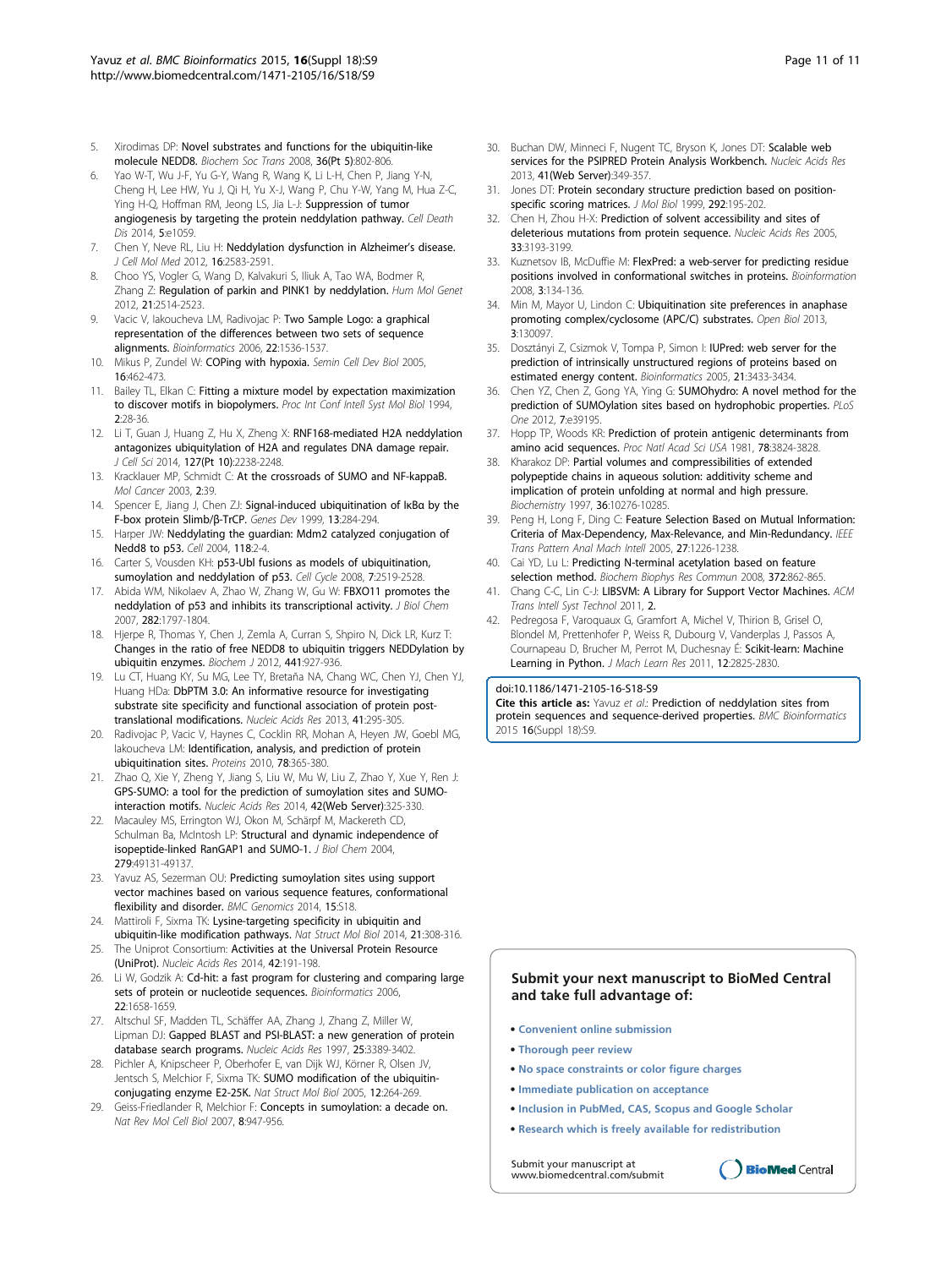5. Xirodimas DP: **Novel substrates and functions for the ubiquitin-like molecule NEDD8.** *Biochem Soc Trans* 2008, **36**(Pt 5):802-806.
6. Yao W-T, Wu J-F, Yu G-Y, Wang R, Wang K, Li L-H, Chen P, Jiang Y-N, Cheng H, Lee HW, Yu J, Qi H, Yu X-J, Wang P, Chu Y-W, Yang M, Hua Z-C, Ying H-Q, Hoffman RM, Jeong LS, Jia L-J: **Suppression of tumor angiogenesis by targeting the protein neddylation pathway.** *Cell Death Dis* 2014, **5**:e1059.
7. Chen Y, Neve RL, Liu H: **Neddylation dysfunction in Alzheimer's disease.** *J Cell Mol Med* 2012, **16**:2583-2591.
8. Choo YS, Vogler G, Wang D, Kalvakuri S, Iliuk A, Tao WA, Bodmer R, Zhang Z: **Regulation of parkin and PINK1 by neddylation.** *Hum Mol Genet* 2012, **21**:2514-2523.
9. Vacic V, Iakoucheva LM, Radivojac P: **Two Sample Logo: a graphical representation of the differences between two sets of sequence alignments.** *Bioinformatics* 2006, **22**:1536-1537.
10. Mikus P, Zundel W: **COPing with hypoxia.** *Semin Cell Dev Biol* 2005, **16**:462-473.
11. Bailey TL, Elkan C: **Fitting a mixture model by expectation maximization to discover motifs in biopolymers.** *Proc Int Conf Intell Syst Mol Biol* 1994, **2**:28-36.
12. Li T, Guan J, Huang Z, Hu X, Zheng X: **RNF168-mediated H2A neddylation antagonizes ubiquitylation of H2A and regulates DNA damage repair.** *J Cell Sci* 2014, **127**(Pt 10):2238-2248.
13. Kracklauer MP, Schmidt C: **At the crossroads of SUMO and NF-kappaB.** *Mol Cancer* 2003, **2**:39.
14. Spencer E, Jiang J, Chen ZJ: **Signal-induced ubiquitination of IκBα by the F-box protein Slimb/β-TrCP.** *Genes Dev* 1999, **13**:284-294.
15. Harper JW: **Neddylating the guardian: Mdm2 catalyzed conjugation of Nedd8 to p53.** *Cell* 2004, **118**:2-4.
16. Carter S, Vousden KH: **p53-Ubl fusions as models of ubiquitination, sumoylation and neddylation of p53.** *Cell Cycle* 2008, **7**:2519-2528.
17. Abida WM, Nikolaev A, Zhao W, Zhang W, Gu W: **FBXO11 promotes the neddylation of p53 and inhibits its transcriptional activity.** *J Biol Chem* 2007, **282**:1797-1804.
18. Hjerpe R, Thomas Y, Chen J, Zemla A, Curran S, Shpiro N, Dick LR, Kurz T: **Changes in the ratio of free NEDD8 to ubiquitin triggers NEDDylation by ubiquitin enzymes.** *Biochem J* 2012, **441**:927-936.
19. Lu CT, Huang KY, Su MG, Lee TY, Bretaña NA, Chang WC, Chen YJ, Chen YJ, Huang HDa: **DbPTM 3.0: An informative resource for investigating substrate site specificity and functional association of protein post-translational modifications.** *Nucleic Acids Res* 2013, **41**:295-305.
20. Radivojac P, Vacic V, Haynes C, Cocklin RR, Mohan A, Heyen JW, Goebl MG, Iakoucheva LM: **Identification, analysis, and prediction of protein ubiquitination sites.** *Proteins* 2010, **78**:365-380.
21. Zhao Q, Xie Y, Zheng Y, Jiang S, Liu W, Mu W, Liu Z, Zhao Y, Xue Y, Ren J: **GPS-SUMO: a tool for the prediction of sumoylation sites and SUMO-interaction motifs.** *Nucleic Acids Res* 2014, **42**(Web Server):325-330.
22. Macauley MS, Errington WJ, Okon M, Schärpf M, Mackereth CD, Schulman Ba, McIntosh LP: **Structural and dynamic independence of isopeptide-linked RanGAP1 and SUMO-1.** *J Biol Chem* 2004, **279**:49131-49137.
23. Yavuz AS, Sezerman OU: **Predicting sumoylation sites using support vector machines based on various sequence features, conformational flexibility and disorder.** *BMC Genomics* 2014, **15**:S18.
24. Mattiroli F, Sixma TK: **Lysine-targeting specificity in ubiquitin and ubiquitin-like modification pathways.** *Nat Struct Mol Biol* 2014, **21**:308-316.
25. The Uniprot Consortium: **Activities at the Universal Protein Resource (UniProt).** *Nucleic Acids Res* 2014, **42**:191-198.
26. Li W, Godzik A: **Cd-hit: a fast program for clustering and comparing large sets of protein or nucleotide sequences.** *Bioinformatics* 2006, **22**:1658-1659.
27. Altschul SF, Madden TL, Schäffer AA, Zhang J, Zhang Z, Miller W, Lipman DJ: **Gapped BLAST and PSI-BLAST: a new generation of protein database search programs.** *Nucleic Acids Res* 1997, **25**:3389-3402.
28. Pichler A, Knipscheer P, Oberhofer E, van Dijk WJ, Körner R, Olsen JV, Jentsch S, Melchior F, Sixma TK: **SUMO modification of the ubiquitin-conjugating enzyme E2-25K.** *Nat Struct Mol Biol* 2005, **12**:264-269.
29. Geiss-Friedlander R, Melchior F: **Concepts in sumoylation: a decade on.** *Nat Rev Mol Cell Biol* 2007, **8**:947-956.
30. Buchan DW, Minneci F, Nugent TC, Bryson K, Jones DT: **Scalable web services for the PSIPRED Protein Analysis Workbench.** *Nucleic Acids Res* 2013, **41**(Web Server):349-357.
31. Jones DT: **Protein secondary structure prediction based on position-specific scoring matrices.** *J Mol Biol* 1999, **292**:195-202.
32. Chen H, Zhou H-X: **Prediction of solvent accessibility and sites of deleterious mutations from protein sequence.** *Nucleic Acids Res* 2005, **33**:3193-3199.
33. Kuznetsov IB, McDuffie M: **FlexPred: a web-server for predicting residue positions involved in conformational switches in proteins.** *Bioinformation* 2008, **3**:134-136.
34. Min M, Mayor U, Lindon C: **Ubiquitination site preferences in anaphase promoting complex/cyclosome (APC/C) substrates.** *Open Biol* 2013, **3**:130097.
35. Dosztányi Z, Csizmok V, Tompa P, Simon I: **IUPred: web server for the prediction of intrinsically unstructured regions of proteins based on estimated energy content.** *Bioinformatics* 2005, **21**:3433-3434.
36. Chen YZ, Chen Z, Gong YA, Ying G: **SUMOhydro: A novel method for the prediction of SUMOylation sites based on hydrophobic properties.** *PLoS One* 2012, **7**:e39195.
37. Hopp TP, Woods KR: **Prediction of protein antigenic determinants from amino acid sequences.** *Proc Natl Acad Sci USA* 1981, **78**:3824-3828.
38. Kharakoz DP: **Partial volumes and compressibilities of extended polypeptide chains in aqueous solution: additivity scheme and implication of protein unfolding at normal and high pressure.** *Biochemistry* 1997, **36**:10276-10285.
39. Peng H, Long F, Ding C: **Feature Selection Based on Mutual Information: Criteria of Max-Dependency, Max-Relevance, and Min-Redundancy.** *IEEE Trans Pattern Anal Mach Intell* 2005, **27**:1226-1238.
40. Cai YD, Lu L: **Predicting N-terminal acetylation based on feature selection method.** *Biochem Biophys Res Commun* 2008, **372**:862-865.
41. Chang C-C, Lin C-J: **LIBSVM: A Library for Support Vector Machines.** *ACM Trans Intell Syst Technol* 2011, **2**.
42. Pedregosa F, Varoquaux G, Gramfort A, Michel V, Thirion B, Grisel O, Blondel M, Prettenhofer P, Weiss R, Dubourg V, Vanderplas J, Passos A, Cournapeau D, Brucher M, Perrot M, Duchesnay É: **Scikit-learn: Machine Learning in Python.** *J Mach Learn Res* 2011, **12**:2825-2830.

doi:10.1186/1471-2105-16-S18-S9

**Cite this article as:** Yavuz *et al.*: Prediction of neddylation sites from protein sequences and sequence-derived properties. *BMC Bioinformatics* 2015 **16**(Suppl 18):S9.

**Submit your next manuscript to BioMed Central and take full advantage of:**

- Convenient online submission
- Thorough peer review
- No space constraints or color figure charges
- Immediate publication on acceptance
- Inclusion in PubMed, CAS, Scopus and Google Scholar
- Research which is freely available for redistribution

Submit your manuscript at www.biomedcentral.com/submit